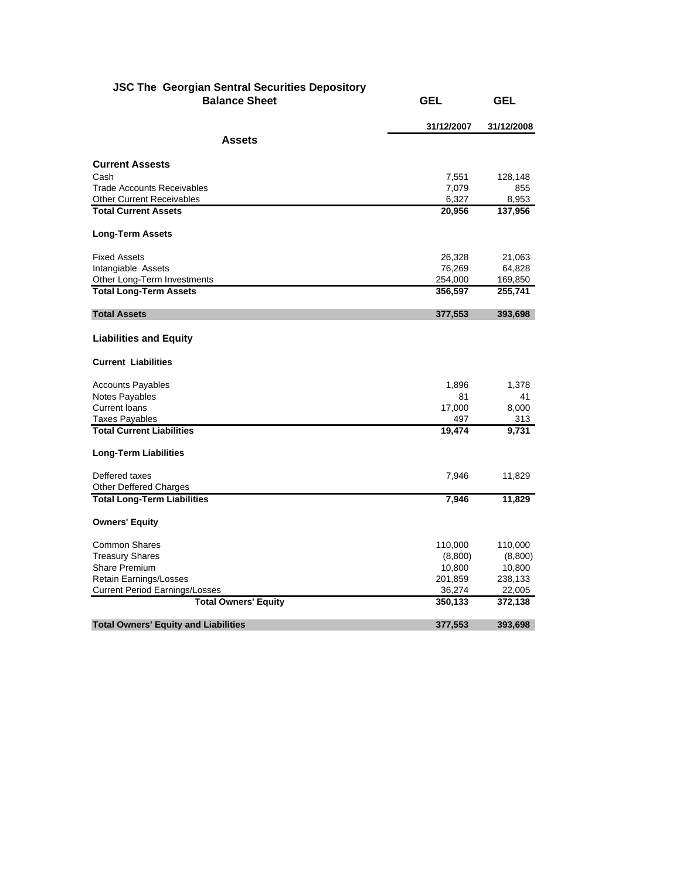# JSC The Georgian Sentral Securities Depository

## Balance Sheet

| | GEL | GEL |
|---|---|---|
| | **31/12/2007** | **31/12/2008** |
| **Assets** | | |
| **Current Assests** | | |
| Cash | 7,551 | 128,148 |
| Trade Accounts Receivables | 7,079 | 855 |
| Other Current Receivables | 6,327 | 8,953 |
| **Total Current Assets** | **20,956** | **137,956** |
| **Long-Term Assets** | | |
| Fixed Assets | 26,328 | 21,063 |
| Intangiable Assets | 76,269 | 64,828 |
| Other Long-Term Investments | 254,000 | 169,850 |
| **Total Long-Term Assets** | **356,597** | **255,741** |
| **Total Assets** | **377,553** | **393,698** |
| **Liabilities and Equity** | | |
| **Current Liabilities** | | |
| Accounts Payables | 1,896 | 1,378 |
| Notes Payables | 81 | 41 |
| Current loans | 17,000 | 8,000 |
| Taxes Payables | 497 | 313 |
| **Total Current Liabilities** | **19,474** | **9,731** |
| **Long-Term Liabilities** | | |
| Deffered taxes | 7,946 | 11,829 |
| Other Deffered Charges | | |
| **Total Long-Term Liabilities** | **7,946** | **11,829** |
| **Owners' Equity** | | |
| Common Shares | 110,000 | 110,000 |
| Treasury Shares | (8,800) | (8,800) |
| Share Premium | 10,800 | 10,800 |
| Retain Earnings/Losses | 201,859 | 238,133 |
| Current Period Earnings/Losses | 36,274 | 22,005 |
| **Total Owners' Equity** | **350,133** | **372,138** |
| **Total Owners' Equity and Liabilities** | **377,553** | **393,698** |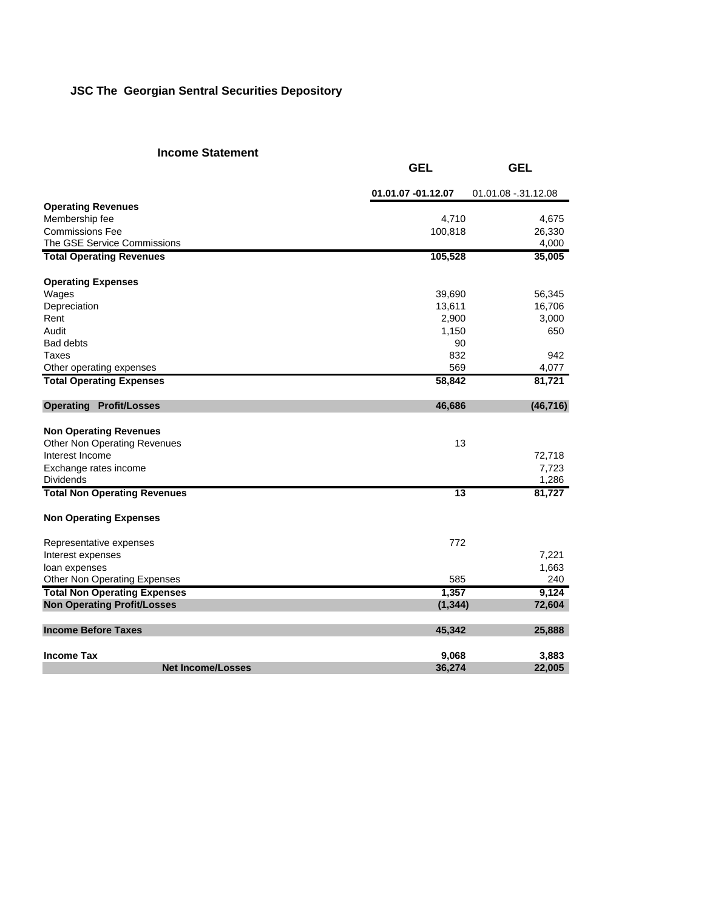## JSC The Georgian Sentral Securities Depository

### Income Statement

| | GEL | GEL |
|---|---|---|
| | **01.01.07 -01.12.07** | 01.01.08 -.31.12.08 |
| **Operating Revenues** | | |
| Membership fee | 4,710 | 4,675 |
| Commissions Fee | 100,818 | 26,330 |
| The GSE Service Commissions | | 4,000 |
| **Total Operating Revenues** | **105,528** | **35,005** |
| **Operating Expenses** | | |
| Wages | 39,690 | 56,345 |
| Depreciation | 13,611 | 16,706 |
| Rent | 2,900 | 3,000 |
| Audit | 1,150 | 650 |
| Bad debts | 90 | |
| Taxes | 832 | 942 |
| Other operating expenses | 569 | 4,077 |
| **Total Operating Expenses** | **58,842** | **81,721** |
| **Operating Profit/Losses** | **46,686** | **(46,716)** |
| **Non Operating Revenues** | | |
| Other Non Operating Revenues | 13 | |
| Interest Income | | 72,718 |
| Exchange rates income | | 7,723 |
| Dividends | | 1,286 |
| **Total Non Operating Revenues** | **13** | **81,727** |
| **Non Operating Expenses** | | |
| Representative expenses | 772 | |
| Interest expenses | | 7,221 |
| loan expenses | | 1,663 |
| Other Non Operating Expenses | 585 | 240 |
| **Total Non Operating Expenses** | **1,357** | **9,124** |
| **Non Operating Profit/Losses** | **(1,344)** | **72,604** |
| **Income Before Taxes** | **45,342** | **25,888** |
| **Income Tax** | **9,068** | **3,883** |
| **Net Income/Losses** | **36,274** | **22,005** |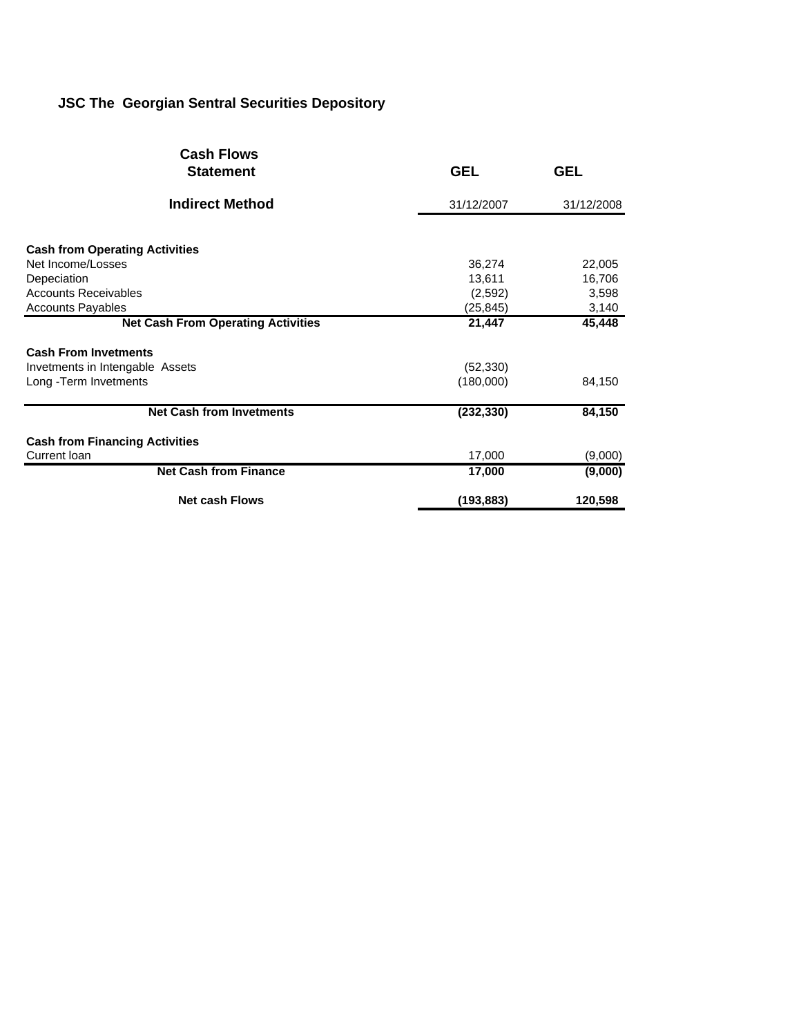# JSC The Georgian Sentral Securities Depository

| Cash Flows Statement | GEL | GEL |
|---|---|---|
| **Indirect Method** | 31/12/2007 | 31/12/2008 |
| **Cash from Operating Activities** | | |
| Net Income/Losses | 36,274 | 22,005 |
| Depeciation | 13,611 | 16,706 |
| Accounts Receivables | (2,592) | 3,598 |
| Accounts Payables | (25,845) | 3,140 |
| **Net Cash From Operating Activities** | **21,447** | **45,448** |
| **Cash From Invetments** | | |
| Invetments in Intengable Assets | (52,330) | |
| Long -Term Invetments | (180,000) | 84,150 |
| **Net Cash from Invetments** | **(232,330)** | **84,150** |
| **Cash from Financing Activities** | | |
| Current loan | 17,000 | (9,000) |
| **Net Cash from Finance** | **17,000** | **(9,000)** |
| **Net cash Flows** | **(193,883)** | **120,598** |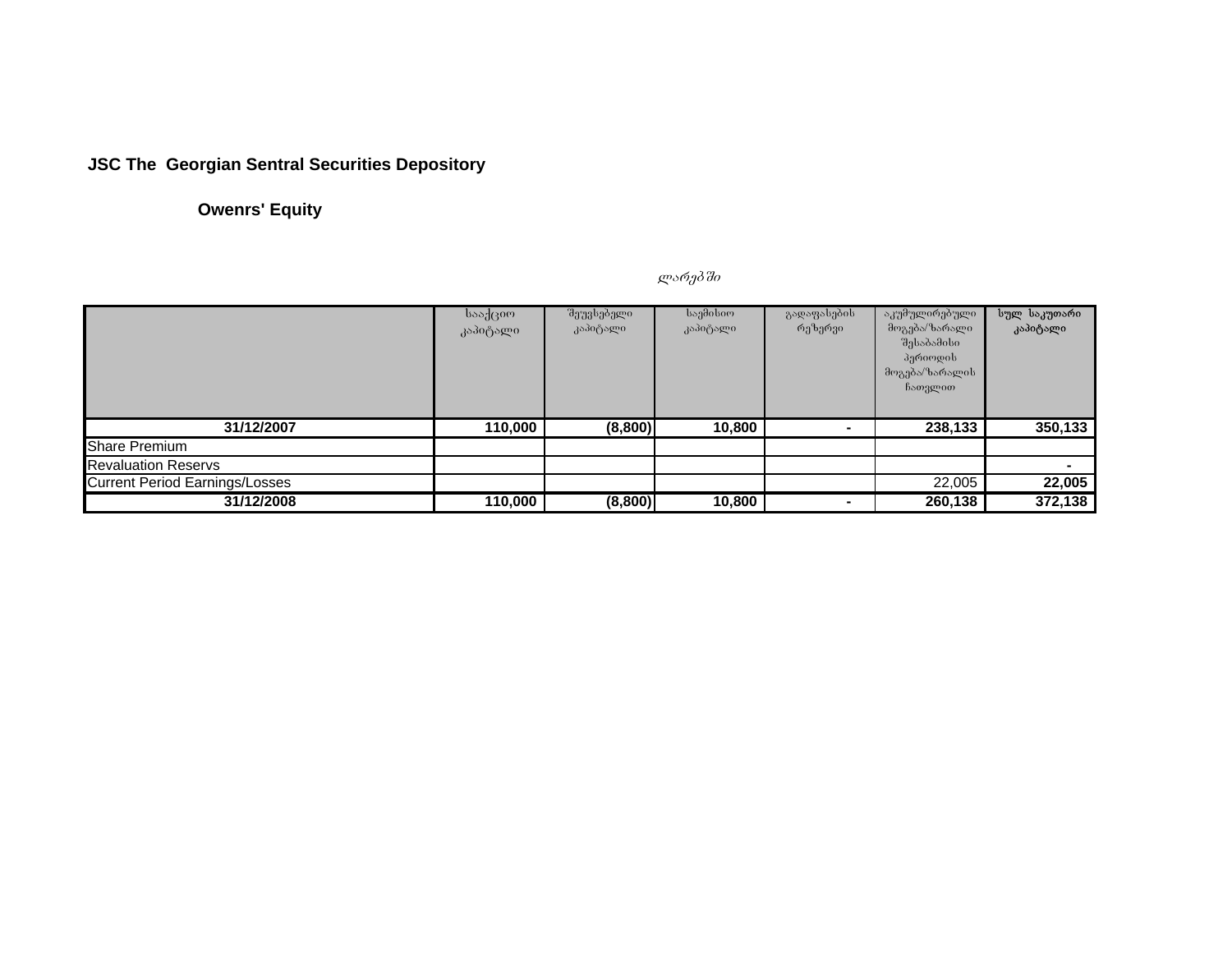**JSC The Georgian Sentral Securities Depository**

**Owenrs' Equity**

*ლარებში*

| | სააქციო კაპიტალი | შეუვსებელი კაპიტალი | საემისიო კაპიტალი | გადაფასების რეზერვი | აკუმულირებული მოგება/ზარალი შესაბამისი პერიოდის მოგება/ზარალის ჩათვლით | **სულ საკუთარი კაპიტალი** |
|---|---|---|---|---|---|---|
| **31/12/2007** | **110,000** | **(8,800)** | **10,800** | **-** | **238,133** | **350,133** |
| Share Premium | | | | | | |
| Revaluation Reservs | | | | | | **-** |
| Current Period Earnings/Losses | | | | | 22,005 | **22,005** |
| **31/12/2008** | **110,000** | **(8,800)** | **10,800** | **-** | **260,138** | **372,138** |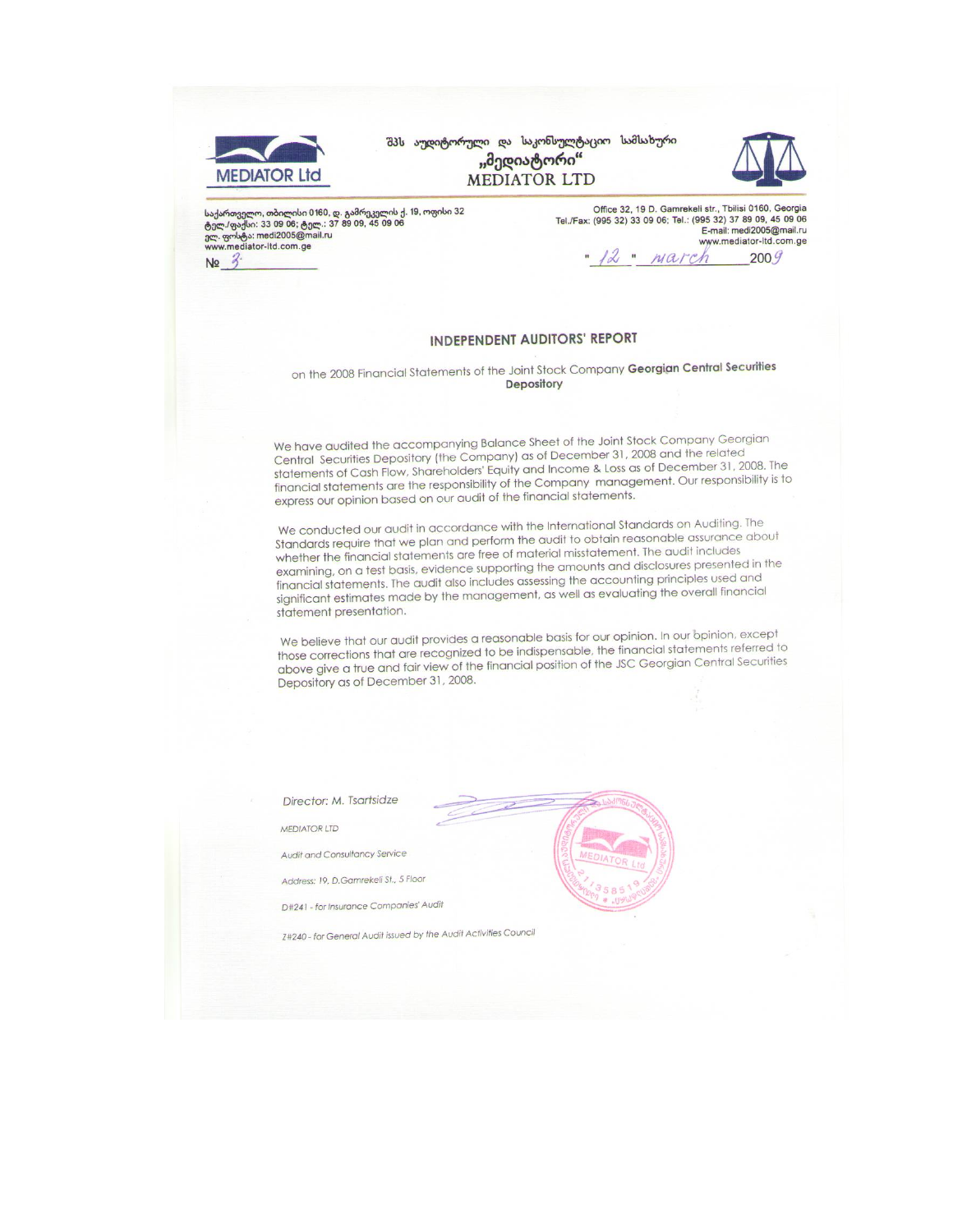MEDIATOR Ltd

შპს აუდიტორული და საკონსულტაციო სამსახური
„მედიატორი"
MEDIATOR LTD

საქართველო, თბილისი 0160, დ. გამრეკელის ქ. 19, ოფისი 32
ტელ./ფაქსი: 33 09 06; ტელ.: 37 89 09, 45 09 06
ელ. ფოსტა: medi2005@mail.ru
www.mediator-ltd.com.ge

Office 32, 19 D. Gamrekeli str., Tbilisi 0160, Georgia
Tel./Fax: (995 32) 33 09 06; Tel.: (995 32) 37 89 09, 45 09 06
E-mail: medi2005@mail.ru
www.mediator-ltd.com.ge

№ 3

"12" march 2009

## INDEPENDENT AUDITORS' REPORT

on the 2008 Financial Statements of the Joint Stock Company **Georgian Central Securities Depository**

We have audited the accompanying Balance Sheet of the Joint Stock Company Georgian Central Securities Depository (the Company) as of December 31, 2008 and the related statements of Cash Flow, Shareholders' Equity and Income & Loss as of December 31, 2008. The financial statements are the responsibility of the Company management. Our responsibility is to express our opinion based on our audit of the financial statements.

We conducted our audit in accordance with the International Standards on Auditing. The Standards require that we plan and perform the audit to obtain reasonable assurance about whether the financial statements are free of material misstatement. The audit includes examining, on a test basis, evidence supporting the amounts and disclosures presented in the financial statements. The audit also includes assessing the accounting principles used and significant estimates made by the management, as well as evaluating the overall financial statement presentation.

We believe that our audit provides a reasonable basis for our opinion. In our opinion, except those corrections that are recognized to be indispensable, the financial statements referred to above give a true and fair view of the financial position of the JSC Georgian Central Securities Depository as of December 31, 2008.

*Director: M. Tsartsidze*

*MEDIATOR LTD*

*Audit and Consultancy Service*

*Address: 19, D.Gamrekeli St., 5 Floor*

*D#241 - for Insurance Companies' Audit*

*Z#240 - for General Audit issued by the Audit Activities Council*